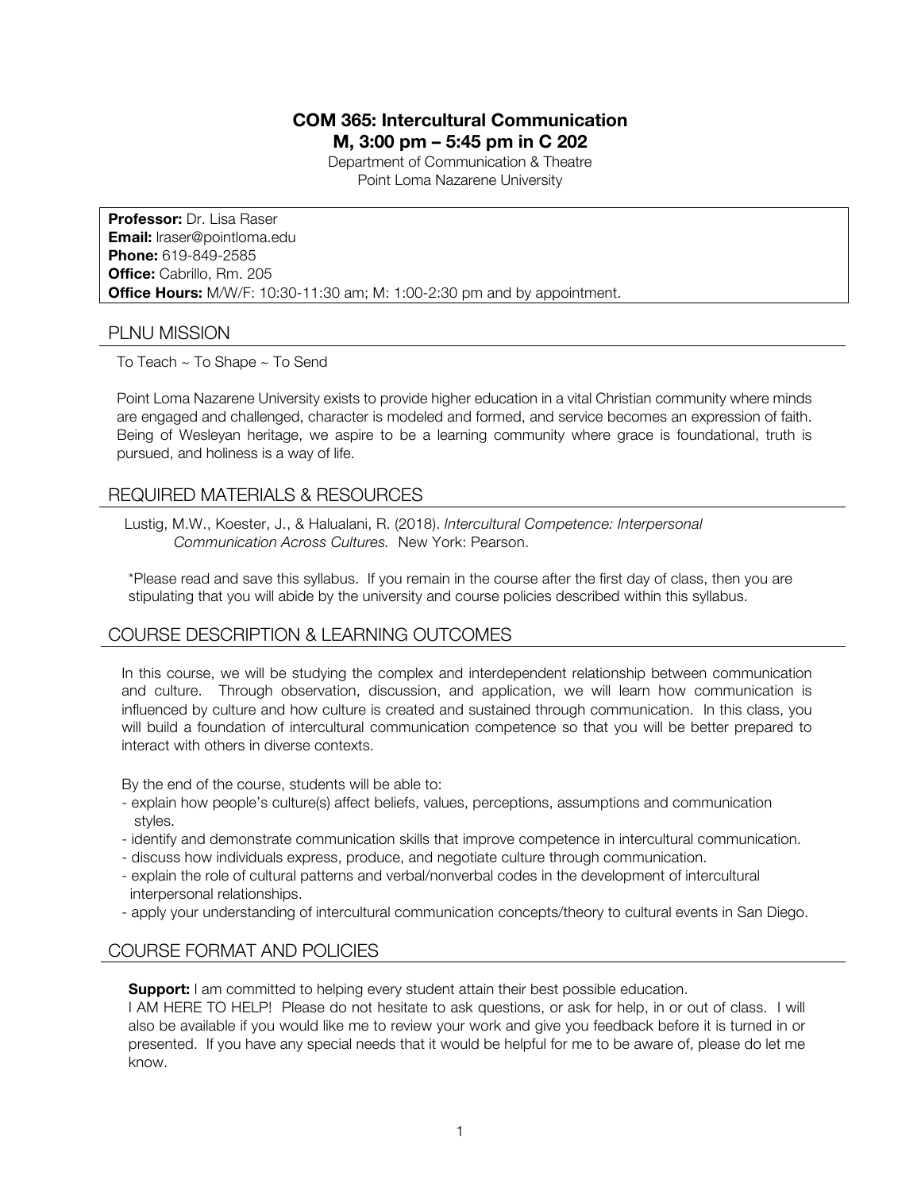# COM 365: Intercultural Communication

**M, 3:00 pm – 5:45 pm in C 202**

Department of Communication & Theatre
Point Loma Nazarene University

**Professor:** Dr. Lisa Raser
**Email:** lraser@pointloma.edu
**Phone:** 619-849-2585
**Office:** Cabrillo, Rm. 205
**Office Hours:** M/W/F: 10:30-11:30 am; M: 1:00-2:30 pm and by appointment.

## PLNU MISSION

To Teach ~ To Shape ~ To Send

Point Loma Nazarene University exists to provide higher education in a vital Christian community where minds are engaged and challenged, character is modeled and formed, and service becomes an expression of faith. Being of Wesleyan heritage, we aspire to be a learning community where grace is foundational, truth is pursued, and holiness is a way of life.

## REQUIRED MATERIALS & RESOURCES

Lustig, M.W., Koester, J., & Halualani, R. (2018). *Intercultural Competence: Interpersonal Communication Across Cultures.* New York: Pearson.

*Please read and save this syllabus. If you remain in the course after the first day of class, then you are stipulating that you will abide by the university and course policies described within this syllabus.

## COURSE DESCRIPTION & LEARNING OUTCOMES

In this course, we will be studying the complex and interdependent relationship between communication and culture. Through observation, discussion, and application, we will learn how communication is influenced by culture and how culture is created and sustained through communication. In this class, you will build a foundation of intercultural communication competence so that you will be better prepared to interact with others in diverse contexts.

By the end of the course, students will be able to:

- explain how people's culture(s) affect beliefs, values, perceptions, assumptions and communication styles.
- identify and demonstrate communication skills that improve competence in intercultural communication.
- discuss how individuals express, produce, and negotiate culture through communication.
- explain the role of cultural patterns and verbal/nonverbal codes in the development of intercultural interpersonal relationships.
- apply your understanding of intercultural communication concepts/theory to cultural events in San Diego.

## COURSE FORMAT AND POLICIES

**Support:** I am committed to helping every student attain their best possible education.
I AM HERE TO HELP! Please do not hesitate to ask questions, or ask for help, in or out of class. I will also be available if you would like me to review your work and give you feedback before it is turned in or presented. If you have any special needs that it would be helpful for me to be aware of, please do let me know.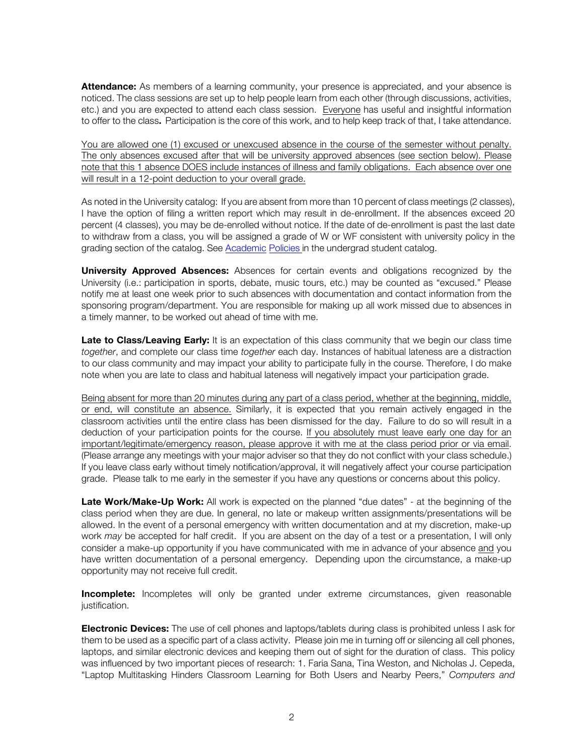**Attendance:** As members of a learning community, your presence is appreciated, and your absence is noticed. The class sessions are set up to help people learn from each other (through discussions, activities, etc.) and you are expected to attend each class session. Everyone has useful and insightful information to offer to the class**.** Participation is the core of this work, and to help keep track of that, I take attendance.

You are allowed one (1) excused or unexcused absence in the course of the semester without penalty. The only absences excused after that will be university approved absences (see section below). Please note that this 1 absence DOES include instances of illness and family obligations. Each absence over one will result in a 12-point deduction to your overall grade.

As noted in the University catalog: If you are absent from more than 10 percent of class meetings (2 classes), I have the option of filing a written report which may result in de-enrollment. If the absences exceed 20 percent (4 classes), you may be de-enrolled without notice. If the date of de-enrollment is past the last date to withdraw from a class, you will be assigned a grade of W or WF consistent with university policy in the grading section of the catalog. See Academic Policies in the undergrad student catalog.

**University Approved Absences:** Absences for certain events and obligations recognized by the University (i.e.: participation in sports, debate, music tours, etc.) may be counted as "excused." Please notify me at least one week prior to such absences with documentation and contact information from the sponsoring program/department. You are responsible for making up all work missed due to absences in a timely manner, to be worked out ahead of time with me.

**Late to Class/Leaving Early:** It is an expectation of this class community that we begin our class time *together*, and complete our class time *together* each day. Instances of habitual lateness are a distraction to our class community and may impact your ability to participate fully in the course. Therefore, I do make note when you are late to class and habitual lateness will negatively impact your participation grade.

Being absent for more than 20 minutes during any part of a class period, whether at the beginning, middle, or end, will constitute an absence. Similarly, it is expected that you remain actively engaged in the classroom activities until the entire class has been dismissed for the day. Failure to do so will result in a deduction of your participation points for the course. If you absolutely must leave early one day for an important/legitimate/emergency reason, please approve it with me at the class period prior or via email. (Please arrange any meetings with your major adviser so that they do not conflict with your class schedule.) If you leave class early without timely notification/approval, it will negatively affect your course participation grade. Please talk to me early in the semester if you have any questions or concerns about this policy.

**Late Work/Make-Up Work:** All work is expected on the planned "due dates" - at the beginning of the class period when they are due. In general, no late or makeup written assignments/presentations will be allowed. In the event of a personal emergency with written documentation and at my discretion, make-up work *may* be accepted for half credit. If you are absent on the day of a test or a presentation, I will only consider a make-up opportunity if you have communicated with me in advance of your absence and you have written documentation of a personal emergency. Depending upon the circumstance, a make-up opportunity may not receive full credit.

**Incomplete:** Incompletes will only be granted under extreme circumstances, given reasonable justification.

**Electronic Devices:** The use of cell phones and laptops/tablets during class is prohibited unless I ask for them to be used as a specific part of a class activity. Please join me in turning off or silencing all cell phones, laptops, and similar electronic devices and keeping them out of sight for the duration of class. This policy was influenced by two important pieces of research: 1. Faria Sana, Tina Weston, and Nicholas J. Cepeda, "Laptop Multitasking Hinders Classroom Learning for Both Users and Nearby Peers," *Computers and*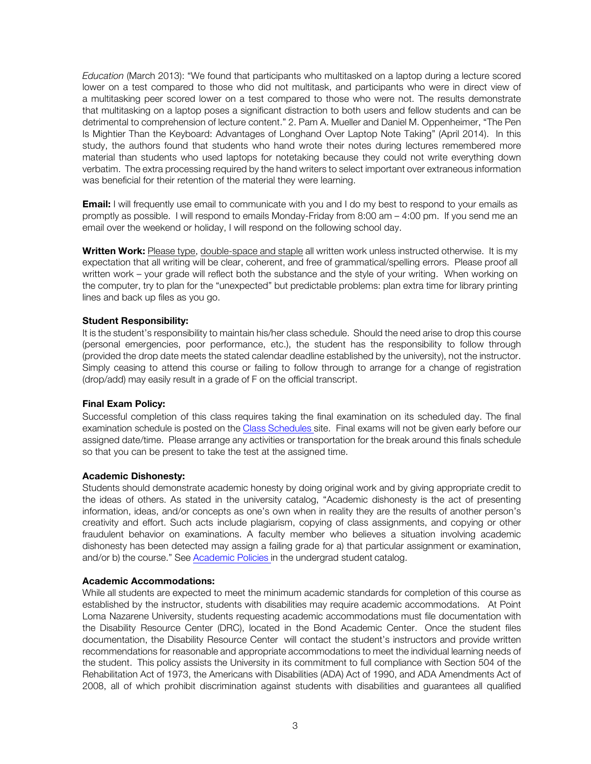*Education* (March 2013): "We found that participants who multitasked on a laptop during a lecture scored lower on a test compared to those who did not multitask, and participants who were in direct view of a multitasking peer scored lower on a test compared to those who were not. The results demonstrate that multitasking on a laptop poses a significant distraction to both users and fellow students and can be detrimental to comprehension of lecture content." 2. Pam A. Mueller and Daniel M. Oppenheimer, "The Pen Is Mightier Than the Keyboard: Advantages of Longhand Over Laptop Note Taking" (April 2014). In this study, the authors found that students who hand wrote their notes during lectures remembered more material than students who used laptops for notetaking because they could not write everything down verbatim. The extra processing required by the hand writers to select important over extraneous information was beneficial for their retention of the material they were learning.

**Email:** I will frequently use email to communicate with you and I do my best to respond to your emails as promptly as possible. I will respond to emails Monday-Friday from 8:00 am – 4:00 pm. If you send me an email over the weekend or holiday, I will respond on the following school day.

**Written Work:** Please type, double-space and staple all written work unless instructed otherwise. It is my expectation that all writing will be clear, coherent, and free of grammatical/spelling errors. Please proof all written work – your grade will reflect both the substance and the style of your writing. When working on the computer, try to plan for the "unexpected" but predictable problems: plan extra time for library printing lines and back up files as you go.

**Student Responsibility:**

It is the student's responsibility to maintain his/her class schedule. Should the need arise to drop this course (personal emergencies, poor performance, etc.), the student has the responsibility to follow through (provided the drop date meets the stated calendar deadline established by the university), not the instructor. Simply ceasing to attend this course or failing to follow through to arrange for a change of registration (drop/add) may easily result in a grade of F on the official transcript.

**Final Exam Policy:**

Successful completion of this class requires taking the final examination on its scheduled day. The final examination schedule is posted on the Class Schedules site. Final exams will not be given early before our assigned date/time. Please arrange any activities or transportation for the break around this finals schedule so that you can be present to take the test at the assigned time.

**Academic Dishonesty:**

Students should demonstrate academic honesty by doing original work and by giving appropriate credit to the ideas of others. As stated in the university catalog, "Academic dishonesty is the act of presenting information, ideas, and/or concepts as one's own when in reality they are the results of another person's creativity and effort. Such acts include plagiarism, copying of class assignments, and copying or other fraudulent behavior on examinations. A faculty member who believes a situation involving academic dishonesty has been detected may assign a failing grade for a) that particular assignment or examination, and/or b) the course." See Academic Policies in the undergrad student catalog.

**Academic Accommodations:**

While all students are expected to meet the minimum academic standards for completion of this course as established by the instructor, students with disabilities may require academic accommodations. At Point Loma Nazarene University, students requesting academic accommodations must file documentation with the Disability Resource Center (DRC), located in the Bond Academic Center. Once the student files documentation, the Disability Resource Center will contact the student's instructors and provide written recommendations for reasonable and appropriate accommodations to meet the individual learning needs of the student. This policy assists the University in its commitment to full compliance with Section 504 of the Rehabilitation Act of 1973, the Americans with Disabilities (ADA) Act of 1990, and ADA Amendments Act of 2008, all of which prohibit discrimination against students with disabilities and guarantees all qualified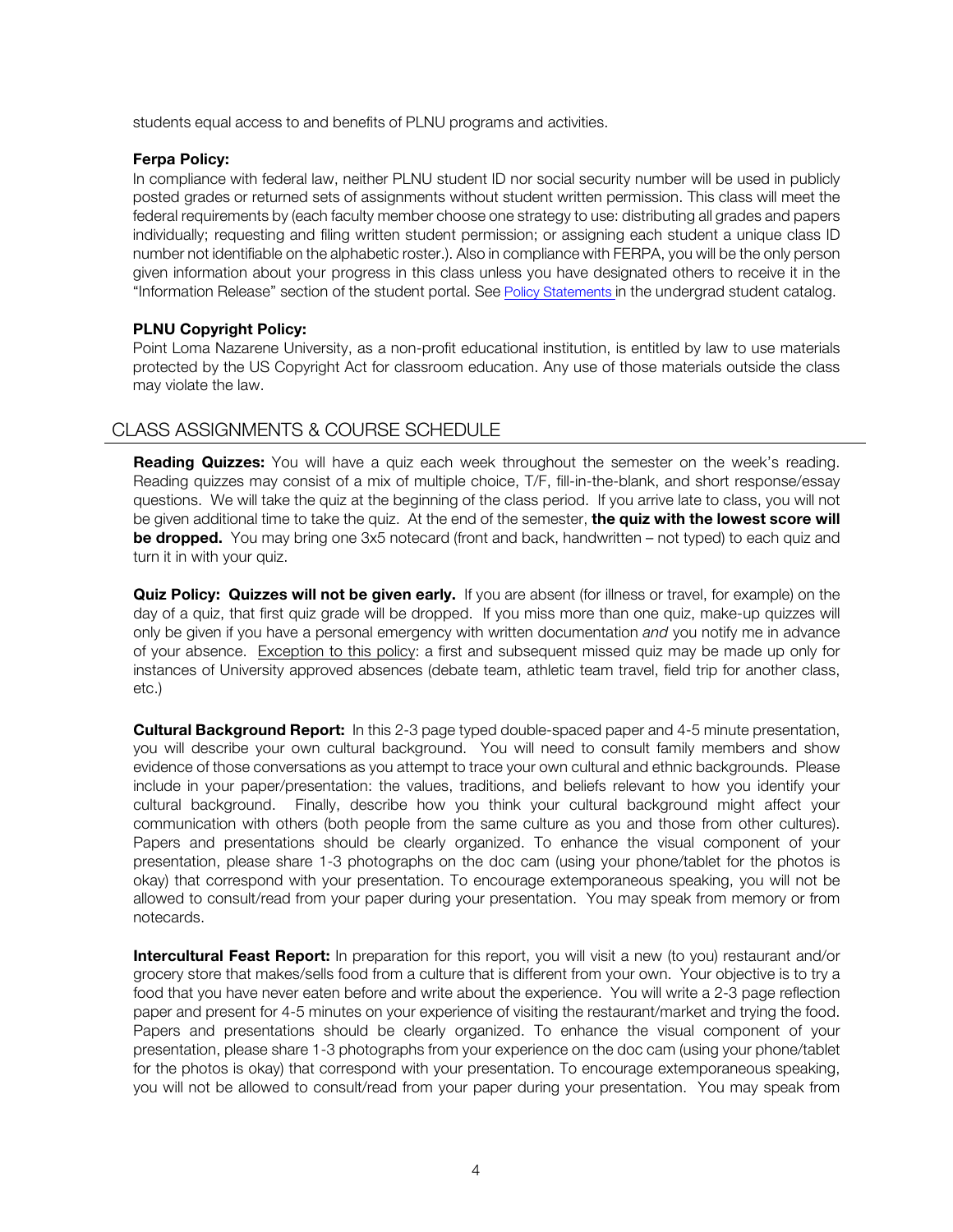students equal access to and benefits of PLNU programs and activities.

**Ferpa Policy:**
In compliance with federal law, neither PLNU student ID nor social security number will be used in publicly posted grades or returned sets of assignments without student written permission. This class will meet the federal requirements by (each faculty member choose one strategy to use: distributing all grades and papers individually; requesting and filing written student permission; or assigning each student a unique class ID number not identifiable on the alphabetic roster.). Also in compliance with FERPA, you will be the only person given information about your progress in this class unless you have designated others to receive it in the "Information Release" section of the student portal. See Policy Statements in the undergrad student catalog.

**PLNU Copyright Policy:**
Point Loma Nazarene University, as a non-profit educational institution, is entitled by law to use materials protected by the US Copyright Act for classroom education. Any use of those materials outside the class may violate the law.

## CLASS ASSIGNMENTS & COURSE SCHEDULE

**Reading Quizzes:** You will have a quiz each week throughout the semester on the week's reading. Reading quizzes may consist of a mix of multiple choice, T/F, fill-in-the-blank, and short response/essay questions. We will take the quiz at the beginning of the class period. If you arrive late to class, you will not be given additional time to take the quiz. At the end of the semester, **the quiz with the lowest score will be dropped.** You may bring one 3x5 notecard (front and back, handwritten – not typed) to each quiz and turn it in with your quiz.

**Quiz Policy: Quizzes will not be given early.** If you are absent (for illness or travel, for example) on the day of a quiz, that first quiz grade will be dropped. If you miss more than one quiz, make-up quizzes will only be given if you have a personal emergency with written documentation *and* you notify me in advance of your absence. Exception to this policy: a first and subsequent missed quiz may be made up only for instances of University approved absences (debate team, athletic team travel, field trip for another class, etc.)

**Cultural Background Report:** In this 2-3 page typed double-spaced paper and 4-5 minute presentation, you will describe your own cultural background. You will need to consult family members and show evidence of those conversations as you attempt to trace your own cultural and ethnic backgrounds. Please include in your paper/presentation: the values, traditions, and beliefs relevant to how you identify your cultural background. Finally, describe how you think your cultural background might affect your communication with others (both people from the same culture as you and those from other cultures). Papers and presentations should be clearly organized. To enhance the visual component of your presentation, please share 1-3 photographs on the doc cam (using your phone/tablet for the photos is okay) that correspond with your presentation. To encourage extemporaneous speaking, you will not be allowed to consult/read from your paper during your presentation. You may speak from memory or from notecards.

**Intercultural Feast Report:** In preparation for this report, you will visit a new (to you) restaurant and/or grocery store that makes/sells food from a culture that is different from your own. Your objective is to try a food that you have never eaten before and write about the experience. You will write a 2-3 page reflection paper and present for 4-5 minutes on your experience of visiting the restaurant/market and trying the food. Papers and presentations should be clearly organized. To enhance the visual component of your presentation, please share 1-3 photographs from your experience on the doc cam (using your phone/tablet for the photos is okay) that correspond with your presentation. To encourage extemporaneous speaking, you will not be allowed to consult/read from your paper during your presentation. You may speak from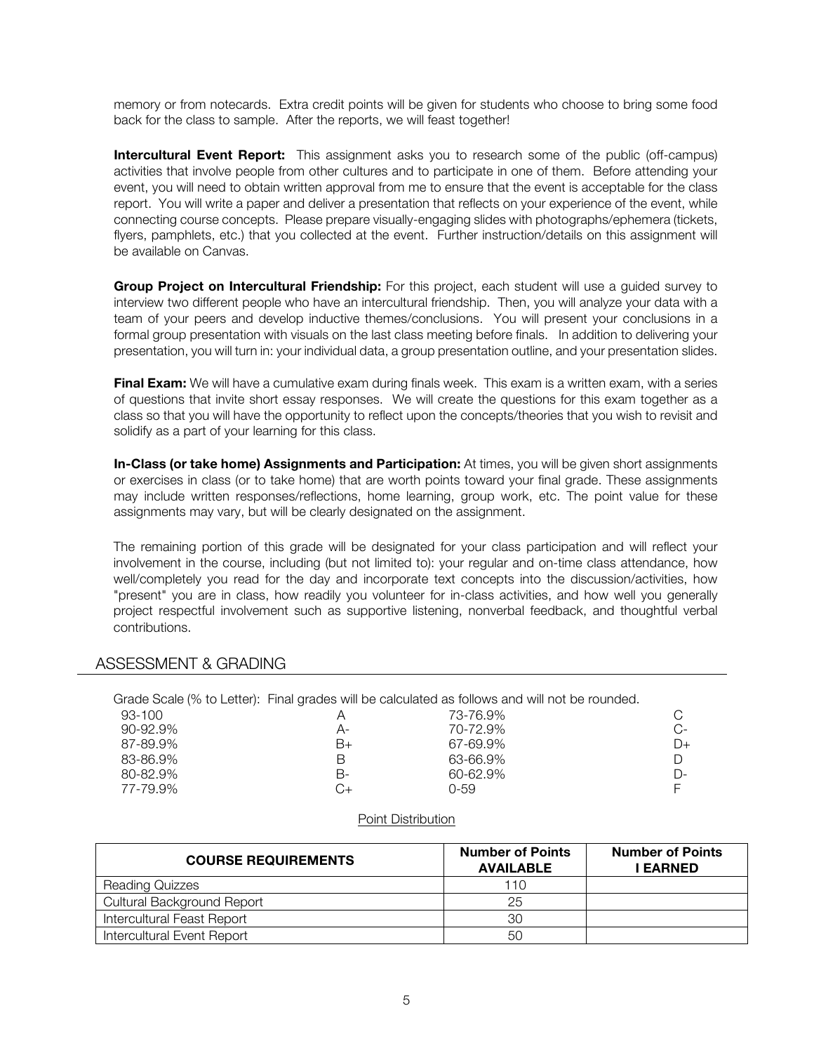memory or from notecards. Extra credit points will be given for students who choose to bring some food back for the class to sample. After the reports, we will feast together!

**Intercultural Event Report:** This assignment asks you to research some of the public (off-campus) activities that involve people from other cultures and to participate in one of them. Before attending your event, you will need to obtain written approval from me to ensure that the event is acceptable for the class report. You will write a paper and deliver a presentation that reflects on your experience of the event, while connecting course concepts. Please prepare visually-engaging slides with photographs/ephemera (tickets, flyers, pamphlets, etc.) that you collected at the event. Further instruction/details on this assignment will be available on Canvas.

**Group Project on Intercultural Friendship:** For this project, each student will use a guided survey to interview two different people who have an intercultural friendship. Then, you will analyze your data with a team of your peers and develop inductive themes/conclusions. You will present your conclusions in a formal group presentation with visuals on the last class meeting before finals. In addition to delivering your presentation, you will turn in: your individual data, a group presentation outline, and your presentation slides.

**Final Exam:** We will have a cumulative exam during finals week. This exam is a written exam, with a series of questions that invite short essay responses. We will create the questions for this exam together as a class so that you will have the opportunity to reflect upon the concepts/theories that you wish to revisit and solidify as a part of your learning for this class.

**In-Class (or take home) Assignments and Participation:** At times, you will be given short assignments or exercises in class (or to take home) that are worth points toward your final grade. These assignments may include written responses/reflections, home learning, group work, etc. The point value for these assignments may vary, but will be clearly designated on the assignment.

The remaining portion of this grade will be designated for your class participation and will reflect your involvement in the course, including (but not limited to): your regular and on-time class attendance, how well/completely you read for the day and incorporate text concepts into the discussion/activities, how "present" you are in class, how readily you volunteer for in-class activities, and how well you generally project respectful involvement such as supportive listening, nonverbal feedback, and thoughtful verbal contributions.

## ASSESSMENT & GRADING

Grade Scale (% to Letter): Final grades will be calculated as follows and will not be rounded.

| % | Letter | % | Letter |
|---|---|---|---|
| 93-100 | A | 73-76.9% | C |
| 90-92.9% | A- | 70-72.9% | C- |
| 87-89.9% | B+ | 67-69.9% | D+ |
| 83-86.9% | B | 63-66.9% | D |
| 80-82.9% | B- | 60-62.9% | D- |
| 77-79.9% | C+ | 0-59 | F |

Point Distribution

| COURSE REQUIREMENTS | Number of Points AVAILABLE | Number of Points I EARNED |
|---|---|---|
| Reading Quizzes | 110 | |
| Cultural Background Report | 25 | |
| Intercultural Feast Report | 30 | |
| Intercultural Event Report | 50 | |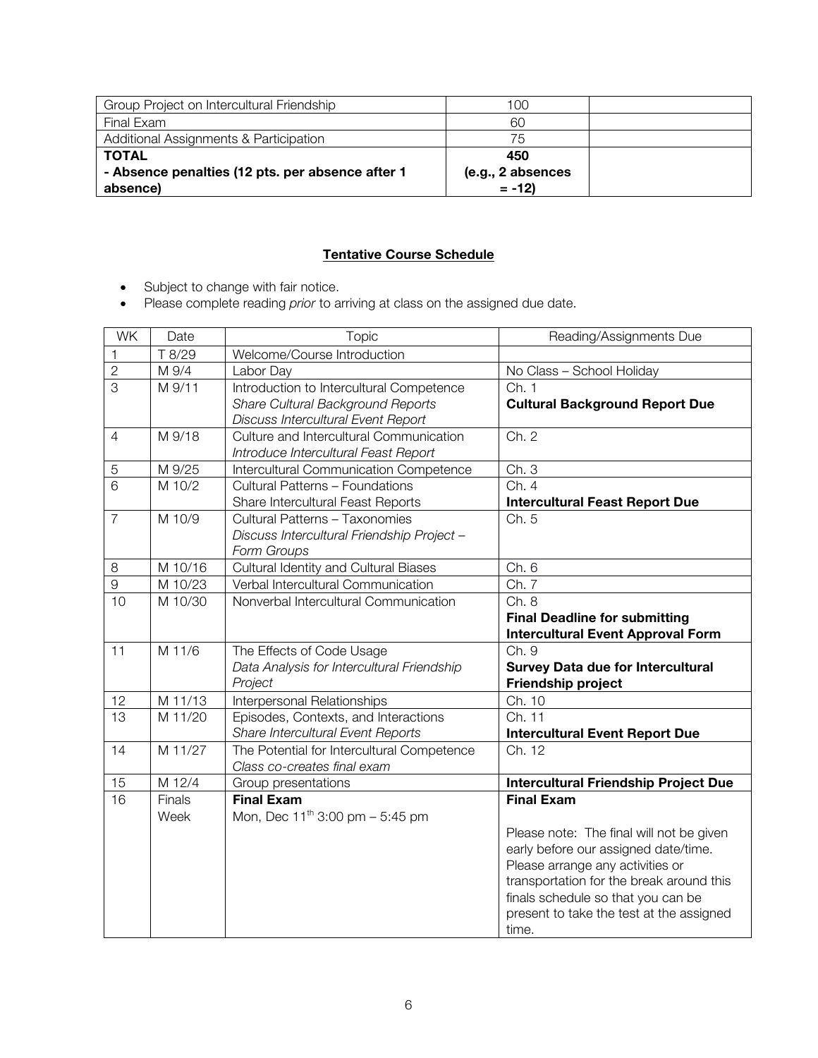| | | |
|---|---|---|
| Group Project on Intercultural Friendship | 100 | |
| Final Exam | 60 | |
| Additional Assignments & Participation | 75 | |
| **TOTAL**<br>**- Absence penalties (12 pts. per absence after 1 absence)** | **450**<br>**(e.g., 2 absences = -12)** | |

## Tentative Course Schedule

- Subject to change with fair notice.
- Please complete reading *prior* to arriving at class on the assigned due date.

| WK | Date | Topic | Reading/Assignments Due |
|---|---|---|---|
| 1 | T 8/29 | Welcome/Course Introduction | |
| 2 | M 9/4 | Labor Day | No Class – School Holiday |
| 3 | M 9/11 | Introduction to Intercultural Competence<br>*Share Cultural Background Reports*<br>*Discuss Intercultural Event Report* | Ch. 1<br>**Cultural Background Report Due** |
| 4 | M 9/18 | Culture and Intercultural Communication<br>*Introduce Intercultural Feast Report* | Ch. 2 |
| 5 | M 9/25 | Intercultural Communication Competence | Ch. 3 |
| 6 | M 10/2 | Cultural Patterns – Foundations<br>Share Intercultural Feast Reports | Ch. 4<br>**Intercultural Feast Report Due** |
| 7 | M 10/9 | Cultural Patterns – Taxonomies<br>*Discuss Intercultural Friendship Project – Form Groups* | Ch. 5 |
| 8 | M 10/16 | Cultural Identity and Cultural Biases | Ch. 6 |
| 9 | M 10/23 | Verbal Intercultural Communication | Ch. 7 |
| 10 | M 10/30 | Nonverbal Intercultural Communication | Ch. 8<br>**Final Deadline for submitting Intercultural Event Approval Form** |
| 11 | M 11/6 | The Effects of Code Usage<br>*Data Analysis for Intercultural Friendship Project* | Ch. 9<br>**Survey Data due for Intercultural Friendship project** |
| 12 | M 11/13 | Interpersonal Relationships | Ch. 10 |
| 13 | M 11/20 | Episodes, Contexts, and Interactions<br>*Share Intercultural Event Reports* | Ch. 11<br>**Intercultural Event Report Due** |
| 14 | M 11/27 | The Potential for Intercultural Competence<br>*Class co-creates final exam* | Ch. 12 |
| 15 | M 12/4 | Group presentations | **Intercultural Friendship Project Due** |
| 16 | Finals Week | **Final Exam**<br>Mon, Dec 11th 3:00 pm – 5:45 pm | **Final Exam**<br><br>Please note: The final will not be given early before our assigned date/time. Please arrange any activities or transportation for the break around this finals schedule so that you can be present to take the test at the assigned time. |